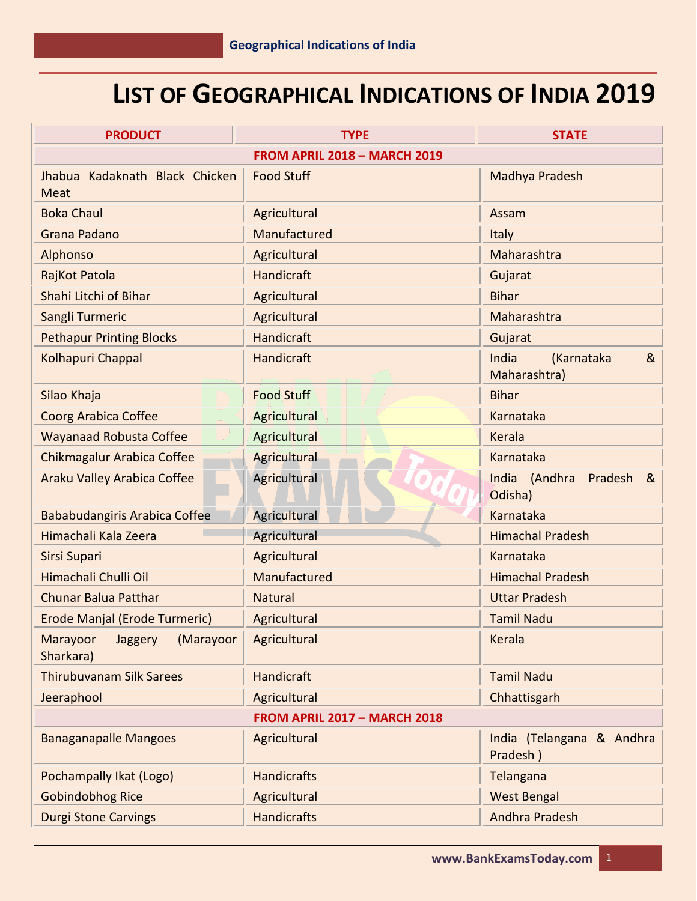# LIST OF GEOGRAPHICAL INDICATIONS OF INDIA 2019

| PRODUCT | TYPE | STATE |
|---|---|---|
| **FROM APRIL 2018 – MARCH 2019** | | |
| Jhabua Kadaknath Black Chicken Meat | Food Stuff | Madhya Pradesh |
| Boka Chaul | Agricultural | Assam |
| Grana Padano | Manufactured | Italy |
| Alphonso | Agricultural | Maharashtra |
| RajKot Patola | Handicraft | Gujarat |
| Shahi Litchi of Bihar | Agricultural | Bihar |
| Sangli Turmeric | Agricultural | Maharashtra |
| Pethapur Printing Blocks | Handicraft | Gujarat |
| Kolhapuri Chappal | Handicraft | India (Karnataka & Maharashtra) |
| Silao Khaja | Food Stuff | Bihar |
| Coorg Arabica Coffee | Agricultural | Karnataka |
| Wayanaad Robusta Coffee | Agricultural | Kerala |
| Chikmagalur Arabica Coffee | Agricultural | Karnataka |
| Araku Valley Arabica Coffee | Agricultural | India (Andhra Pradesh & Odisha) |
| Bababudangiris Arabica Coffee | Agricultural | Karnataka |
| Himachali Kala Zeera | Agricultural | Himachal Pradesh |
| Sirsi Supari | Agricultural | Karnataka |
| Himachali Chulli Oil | Manufactured | Himachal Pradesh |
| Chunar Balua Patthar | Natural | Uttar Pradesh |
| Erode Manjal (Erode Turmeric) | Agricultural | Tamil Nadu |
| Marayoor Jaggery (Marayoor Sharkara) | Agricultural | Kerala |
| Thirubuvanam Silk Sarees | Handicraft | Tamil Nadu |
| Jeeraphool | Agricultural | Chhattisgarh |
| **FROM APRIL 2017 – MARCH 2018** | | |
| Banaganapalle Mangoes | Agricultural | India (Telangana & Andhra Pradesh ) |
| Pochampally Ikat (Logo) | Handicrafts | Telangana |
| Gobindobhog Rice | Agricultural | West Bengal |
| Durgi Stone Carvings | Handicrafts | Andhra Pradesh |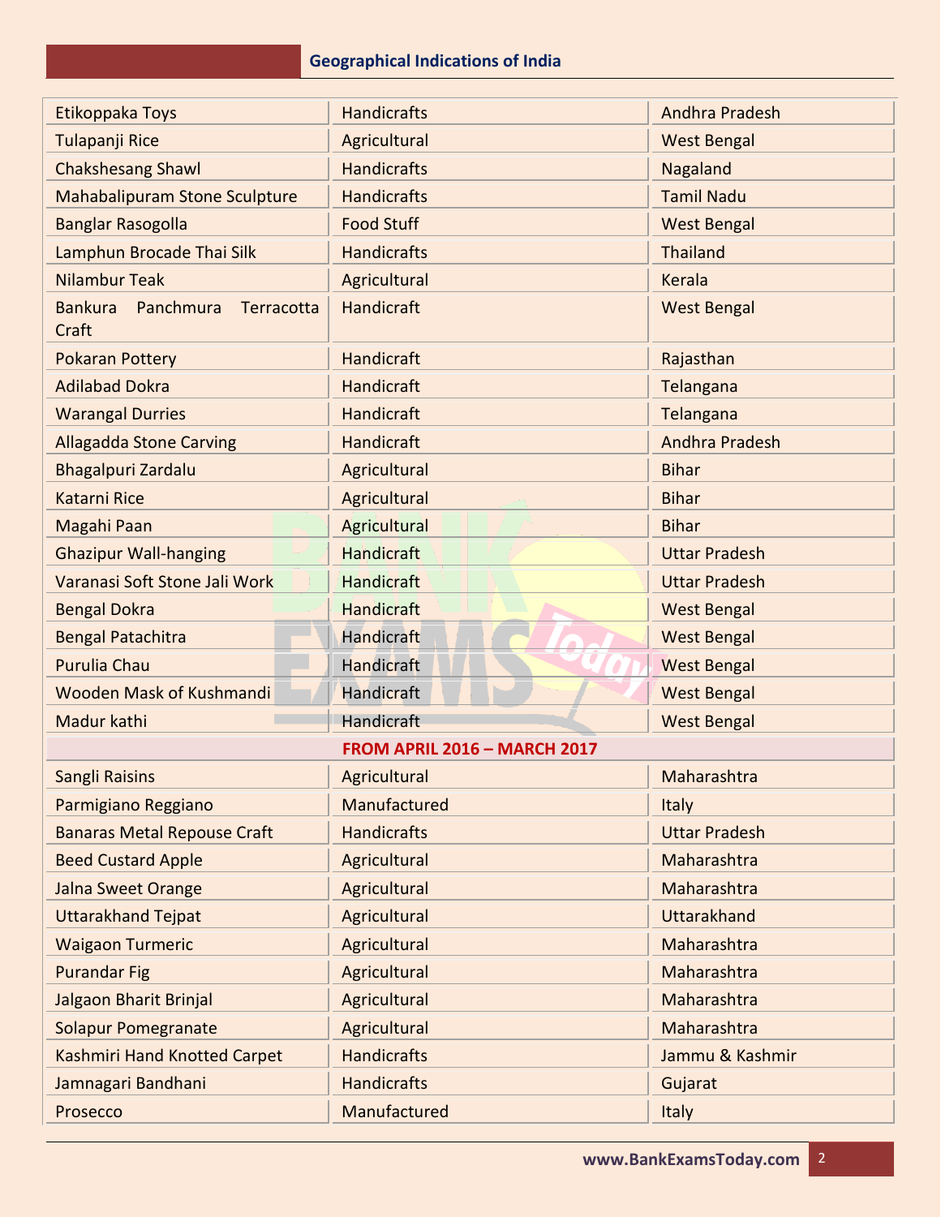| | | |
|---|---|---|
| Etikoppaka Toys | Handicrafts | Andhra Pradesh |
| Tulapanji Rice | Agricultural | West Bengal |
| Chakshesang Shawl | Handicrafts | Nagaland |
| Mahabalipuram Stone Sculpture | Handicrafts | Tamil Nadu |
| Banglar Rasogolla | Food Stuff | West Bengal |
| Lamphun Brocade Thai Silk | Handicrafts | Thailand |
| Nilambur Teak | Agricultural | Kerala |
| Bankura Panchmura Terracotta Craft | Handicraft | West Bengal |
| Pokaran Pottery | Handicraft | Rajasthan |
| Adilabad Dokra | Handicraft | Telangana |
| Warangal Durries | Handicraft | Telangana |
| Allagadda Stone Carving | Handicraft | Andhra Pradesh |
| Bhagalpuri Zardalu | Agricultural | Bihar |
| Katarni Rice | Agricultural | Bihar |
| Magahi Paan | Agricultural | Bihar |
| Ghazipur Wall-hanging | Handicraft | Uttar Pradesh |
| Varanasi Soft Stone Jali Work | Handicraft | Uttar Pradesh |
| Bengal Dokra | Handicraft | West Bengal |
| Bengal Patachitra | Handicraft | West Bengal |
| Purulia Chau | Handicraft | West Bengal |
| Wooden Mask of Kushmandi | Handicraft | West Bengal |
| Madur kathi | Handicraft | West Bengal |
| **FROM APRIL 2016 – MARCH 2017** | | |
| Sangli Raisins | Agricultural | Maharashtra |
| Parmigiano Reggiano | Manufactured | Italy |
| Banaras Metal Repouse Craft | Handicrafts | Uttar Pradesh |
| Beed Custard Apple | Agricultural | Maharashtra |
| Jalna Sweet Orange | Agricultural | Maharashtra |
| Uttarakhand Tejpat | Agricultural | Uttarakhand |
| Waigaon Turmeric | Agricultural | Maharashtra |
| Purandar Fig | Agricultural | Maharashtra |
| Jalgaon Bharit Brinjal | Agricultural | Maharashtra |
| Solapur Pomegranate | Agricultural | Maharashtra |
| Kashmiri Hand Knotted Carpet | Handicrafts | Jammu & Kashmir |
| Jamnagari Bandhani | Handicrafts | Gujarat |
| Prosecco | Manufactured | Italy |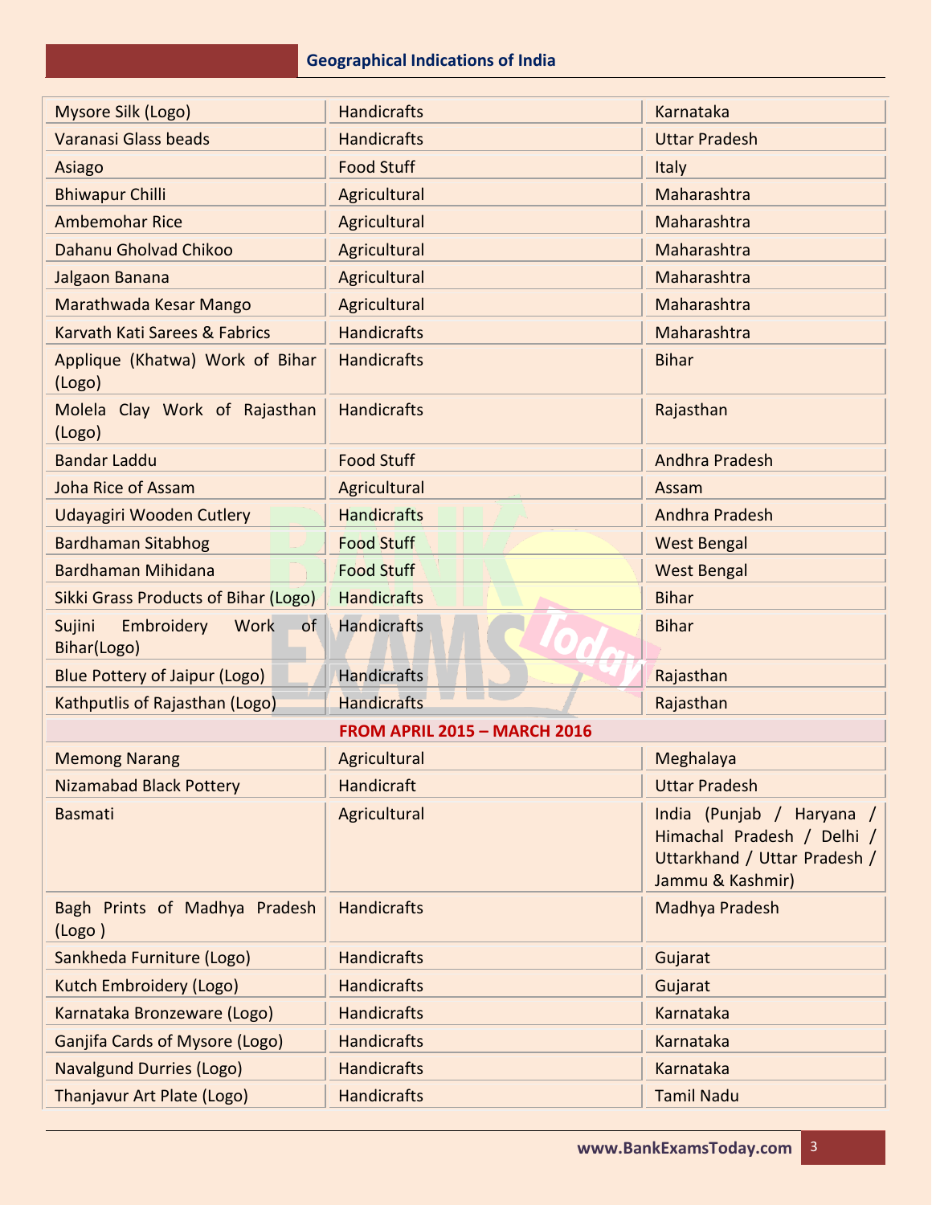| | | |
|---|---|---|
| Mysore Silk (Logo) | Handicrafts | Karnataka |
| Varanasi Glass beads | Handicrafts | Uttar Pradesh |
| Asiago | Food Stuff | Italy |
| Bhiwapur Chilli | Agricultural | Maharashtra |
| Ambemohar Rice | Agricultural | Maharashtra |
| Dahanu Gholvad Chikoo | Agricultural | Maharashtra |
| Jalgaon Banana | Agricultural | Maharashtra |
| Marathwada Kesar Mango | Agricultural | Maharashtra |
| Karvath Kati Sarees & Fabrics | Handicrafts | Maharashtra |
| Applique (Khatwa) Work of Bihar (Logo) | Handicrafts | Bihar |
| Molela Clay Work of Rajasthan (Logo) | Handicrafts | Rajasthan |
| Bandar Laddu | Food Stuff | Andhra Pradesh |
| Joha Rice of Assam | Agricultural | Assam |
| Udayagiri Wooden Cutlery | Handicrafts | Andhra Pradesh |
| Bardhaman Sitabhog | Food Stuff | West Bengal |
| Bardhaman Mihidana | Food Stuff | West Bengal |
| Sikki Grass Products of Bihar (Logo) | Handicrafts | Bihar |
| Sujini Embroidery Work of Bihar(Logo) | Handicrafts | Bihar |
| Blue Pottery of Jaipur (Logo) | Handicrafts | Rajasthan |
| Kathputlis of Rajasthan (Logo) | Handicrafts | Rajasthan |
| **FROM APRIL 2015 – MARCH 2016** | | |
| Memong Narang | Agricultural | Meghalaya |
| Nizamabad Black Pottery | Handicraft | Uttar Pradesh |
| Basmati | Agricultural | India (Punjab / Haryana / Himachal Pradesh / Delhi / Uttarkhand / Uttar Pradesh / Jammu & Kashmir) |
| Bagh Prints of Madhya Pradesh (Logo ) | Handicrafts | Madhya Pradesh |
| Sankheda Furniture (Logo) | Handicrafts | Gujarat |
| Kutch Embroidery (Logo) | Handicrafts | Gujarat |
| Karnataka Bronzeware (Logo) | Handicrafts | Karnataka |
| Ganjifa Cards of Mysore (Logo) | Handicrafts | Karnataka |
| Navalgund Durries (Logo) | Handicrafts | Karnataka |
| Thanjavur Art Plate (Logo) | Handicrafts | Tamil Nadu |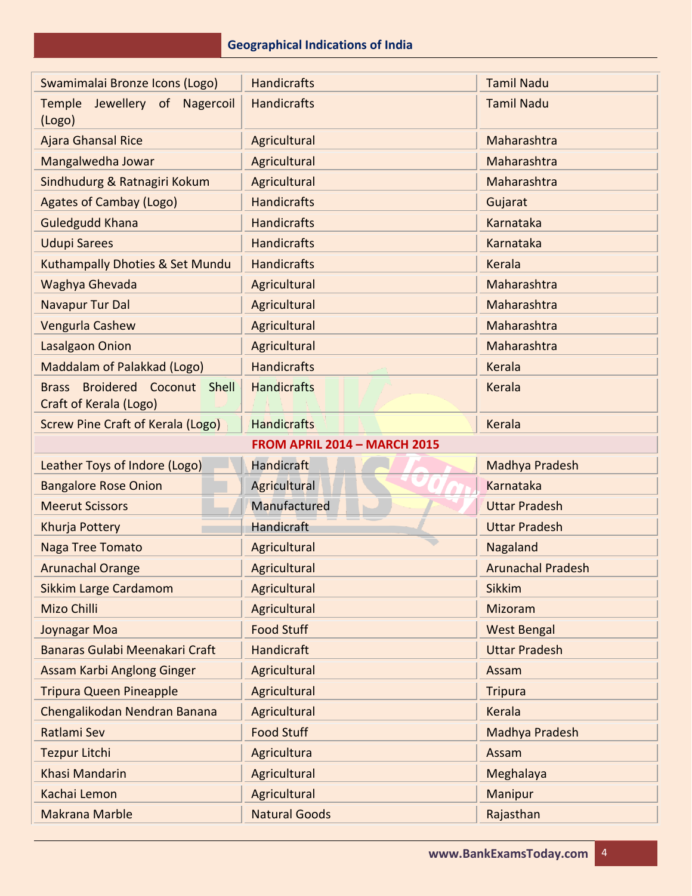| | | |
|---|---|---|
| Swamimalai Bronze Icons (Logo) | Handicrafts | Tamil Nadu |
| Temple Jewellery of Nagercoil (Logo) | Handicrafts | Tamil Nadu |
| Ajara Ghansal Rice | Agricultural | Maharashtra |
| Mangalwedha Jowar | Agricultural | Maharashtra |
| Sindhudurg & Ratnagiri Kokum | Agricultural | Maharashtra |
| Agates of Cambay (Logo) | Handicrafts | Gujarat |
| Guledgudd Khana | Handicrafts | Karnataka |
| Udupi Sarees | Handicrafts | Karnataka |
| Kuthampally Dhoties & Set Mundu | Handicrafts | Kerala |
| Waghya Ghevada | Agricultural | Maharashtra |
| Navapur Tur Dal | Agricultural | Maharashtra |
| Vengurla Cashew | Agricultural | Maharashtra |
| Lasalgaon Onion | Agricultural | Maharashtra |
| Maddalam of Palakkad (Logo) | Handicrafts | Kerala |
| Brass Broidered Coconut Shell Craft of Kerala (Logo) | Handicrafts | Kerala |
| Screw Pine Craft of Kerala (Logo) | Handicrafts | Kerala |
| **FROM APRIL 2014 – MARCH 2015** | | |
| Leather Toys of Indore (Logo) | Handicraft | Madhya Pradesh |
| Bangalore Rose Onion | Agricultural | Karnataka |
| Meerut Scissors | Manufactured | Uttar Pradesh |
| Khurja Pottery | Handicraft | Uttar Pradesh |
| Naga Tree Tomato | Agricultural | Nagaland |
| Arunachal Orange | Agricultural | Arunachal Pradesh |
| Sikkim Large Cardamom | Agricultural | Sikkim |
| Mizo Chilli | Agricultural | Mizoram |
| Joynagar Moa | Food Stuff | West Bengal |
| Banaras Gulabi Meenakari Craft | Handicraft | Uttar Pradesh |
| Assam Karbi Anglong Ginger | Agricultural | Assam |
| Tripura Queen Pineapple | Agricultural | Tripura |
| Chengalikodan Nendran Banana | Agricultural | Kerala |
| Ratlami Sev | Food Stuff | Madhya Pradesh |
| Tezpur Litchi | Agricultura | Assam |
| Khasi Mandarin | Agricultural | Meghalaya |
| Kachai Lemon | Agricultural | Manipur |
| Makrana Marble | Natural Goods | Rajasthan |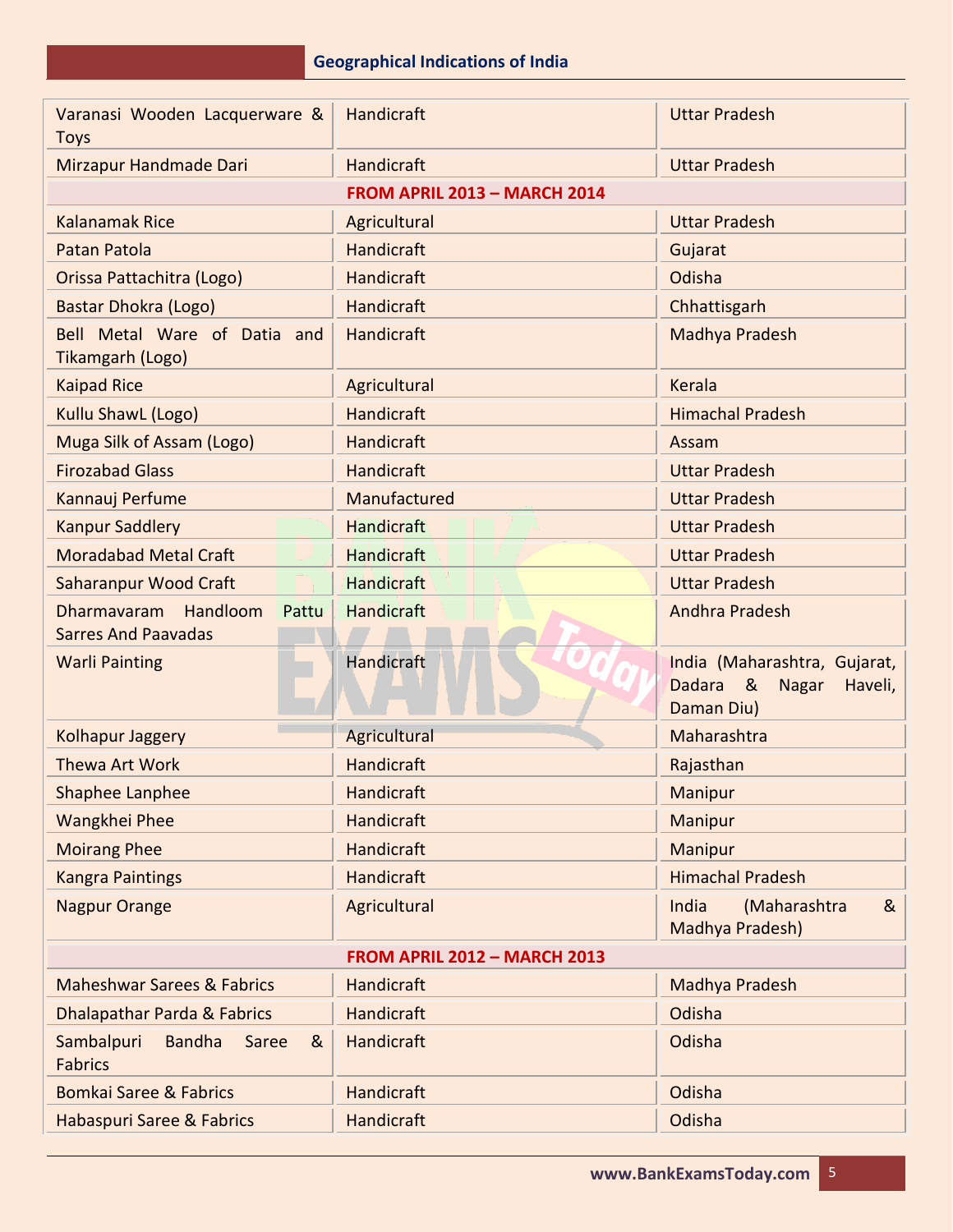| | | |
|---|---|---|
| Varanasi Wooden Lacquerware & Toys | Handicraft | Uttar Pradesh |
| Mirzapur Handmade Dari | Handicraft | Uttar Pradesh |
| **FROM APRIL 2013 – MARCH 2014** | | |
| Kalanamak Rice | Agricultural | Uttar Pradesh |
| Patan Patola | Handicraft | Gujarat |
| Orissa Pattachitra (Logo) | Handicraft | Odisha |
| Bastar Dhokra (Logo) | Handicraft | Chhattisgarh |
| Bell Metal Ware of Datia and Tikamgarh (Logo) | Handicraft | Madhya Pradesh |
| Kaipad Rice | Agricultural | Kerala |
| Kullu ShawL (Logo) | Handicraft | Himachal Pradesh |
| Muga Silk of Assam (Logo) | Handicraft | Assam |
| Firozabad Glass | Handicraft | Uttar Pradesh |
| Kannauj Perfume | Manufactured | Uttar Pradesh |
| Kanpur Saddlery | Handicraft | Uttar Pradesh |
| Moradabad Metal Craft | Handicraft | Uttar Pradesh |
| Saharanpur Wood Craft | Handicraft | Uttar Pradesh |
| Dharmavaram Handloom Pattu Sarres And Paavadas | Handicraft | Andhra Pradesh |
| Warli Painting | Handicraft | India (Maharashtra, Gujarat, Dadara & Nagar Haveli, Daman Diu) |
| Kolhapur Jaggery | Agricultural | Maharashtra |
| Thewa Art Work | Handicraft | Rajasthan |
| Shaphee Lanphee | Handicraft | Manipur |
| Wangkhei Phee | Handicraft | Manipur |
| Moirang Phee | Handicraft | Manipur |
| Kangra Paintings | Handicraft | Himachal Pradesh |
| Nagpur Orange | Agricultural | India (Maharashtra & Madhya Pradesh) |
| **FROM APRIL 2012 – MARCH 2013** | | |
| Maheshwar Sarees & Fabrics | Handicraft | Madhya Pradesh |
| Dhalapathar Parda & Fabrics | Handicraft | Odisha |
| Sambalpuri Bandha Saree & Fabrics | Handicraft | Odisha |
| Bomkai Saree & Fabrics | Handicraft | Odisha |
| Habaspuri Saree & Fabrics | Handicraft | Odisha |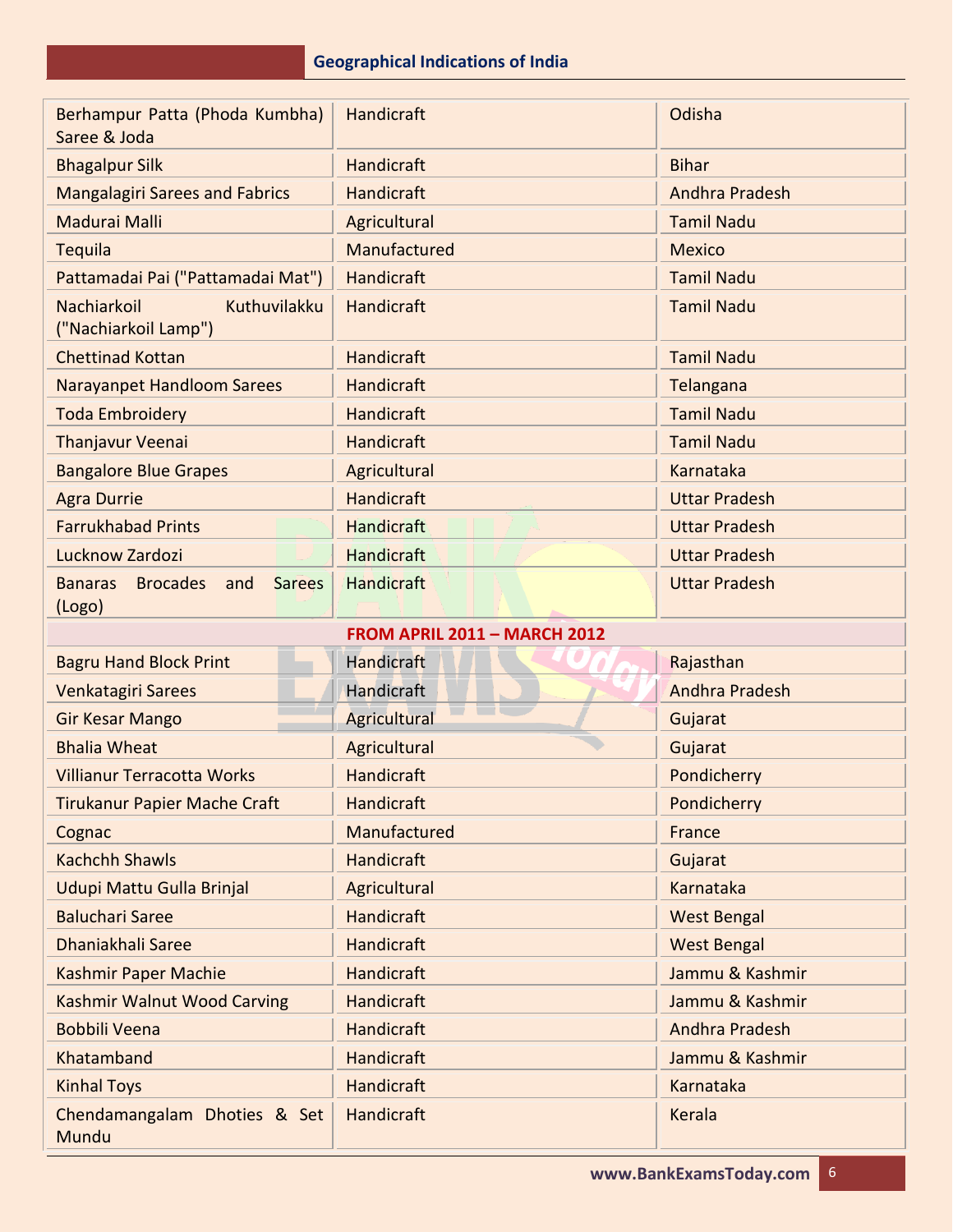| | | |
|---|---|---|
| Berhampur Patta (Phoda Kumbha) Saree & Joda | Handicraft | Odisha |
| Bhagalpur Silk | Handicraft | Bihar |
| Mangalagiri Sarees and Fabrics | Handicraft | Andhra Pradesh |
| Madurai Malli | Agricultural | Tamil Nadu |
| Tequila | Manufactured | Mexico |
| Pattamadai Pai ("Pattamadai Mat") | Handicraft | Tamil Nadu |
| Nachiarkoil Kuthuvilakku ("Nachiarkoil Lamp") | Handicraft | Tamil Nadu |
| Chettinad Kottan | Handicraft | Tamil Nadu |
| Narayanpet Handloom Sarees | Handicraft | Telangana |
| Toda Embroidery | Handicraft | Tamil Nadu |
| Thanjavur Veenai | Handicraft | Tamil Nadu |
| Bangalore Blue Grapes | Agricultural | Karnataka |
| Agra Durrie | Handicraft | Uttar Pradesh |
| Farrukhabad Prints | Handicraft | Uttar Pradesh |
| Lucknow Zardozi | Handicraft | Uttar Pradesh |
| Banaras Brocades and Sarees (Logo) | Handicraft | Uttar Pradesh |
| **FROM APRIL 2011 – MARCH 2012** | | |
| Bagru Hand Block Print | Handicraft | Rajasthan |
| Venkatagiri Sarees | Handicraft | Andhra Pradesh |
| Gir Kesar Mango | Agricultural | Gujarat |
| Bhalia Wheat | Agricultural | Gujarat |
| Villianur Terracotta Works | Handicraft | Pondicherry |
| Tirukanur Papier Mache Craft | Handicraft | Pondicherry |
| Cognac | Manufactured | France |
| Kachchh Shawls | Handicraft | Gujarat |
| Udupi Mattu Gulla Brinjal | Agricultural | Karnataka |
| Baluchari Saree | Handicraft | West Bengal |
| Dhaniakhali Saree | Handicraft | West Bengal |
| Kashmir Paper Machie | Handicraft | Jammu & Kashmir |
| Kashmir Walnut Wood Carving | Handicraft | Jammu & Kashmir |
| Bobbili Veena | Handicraft | Andhra Pradesh |
| Khatamband | Handicraft | Jammu & Kashmir |
| Kinhal Toys | Handicraft | Karnataka |
| Chendamangalam Dhoties & Set Mundu | Handicraft | Kerala |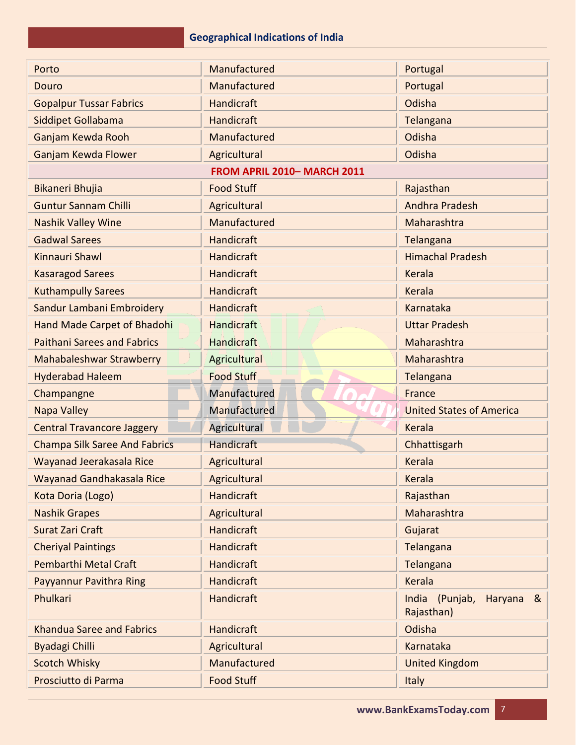| | | |
|---|---|---|
| Porto | Manufactured | Portugal |
| Douro | Manufactured | Portugal |
| Gopalpur Tussar Fabrics | Handicraft | Odisha |
| Siddipet Gollabama | Handicraft | Telangana |
| Ganjam Kewda Rooh | Manufactured | Odisha |
| Ganjam Kewda Flower | Agricultural | Odisha |
| **FROM APRIL 2010– MARCH 2011** | | |
| Bikaneri Bhujia | Food Stuff | Rajasthan |
| Guntur Sannam Chilli | Agricultural | Andhra Pradesh |
| Nashik Valley Wine | Manufactured | Maharashtra |
| Gadwal Sarees | Handicraft | Telangana |
| Kinnauri Shawl | Handicraft | Himachal Pradesh |
| Kasaragod Sarees | Handicraft | Kerala |
| Kuthampully Sarees | Handicraft | Kerala |
| Sandur Lambani Embroidery | Handicraft | Karnataka |
| Hand Made Carpet of Bhadohi | Handicraft | Uttar Pradesh |
| Paithani Sarees and Fabrics | Handicraft | Maharashtra |
| Mahabaleshwar Strawberry | Agricultural | Maharashtra |
| Hyderabad Haleem | Food Stuff | Telangana |
| Champangne | Manufactured | France |
| Napa Valley | Manufactured | United States of America |
| Central Travancore Jaggery | Agricultural | Kerala |
| Champa Silk Saree And Fabrics | Handicraft | Chhattisgarh |
| Wayanad Jeerakasala Rice | Agricultural | Kerala |
| Wayanad Gandhakasala Rice | Agricultural | Kerala |
| Kota Doria (Logo) | Handicraft | Rajasthan |
| Nashik Grapes | Agricultural | Maharashtra |
| Surat Zari Craft | Handicraft | Gujarat |
| Cheriyal Paintings | Handicraft | Telangana |
| Pembarthi Metal Craft | Handicraft | Telangana |
| Payyannur Pavithra Ring | Handicraft | Kerala |
| Phulkari | Handicraft | India (Punjab, Haryana & Rajasthan) |
| Khandua Saree and Fabrics | Handicraft | Odisha |
| Byadagi Chilli | Agricultural | Karnataka |
| Scotch Whisky | Manufactured | United Kingdom |
| Prosciutto di Parma | Food Stuff | Italy |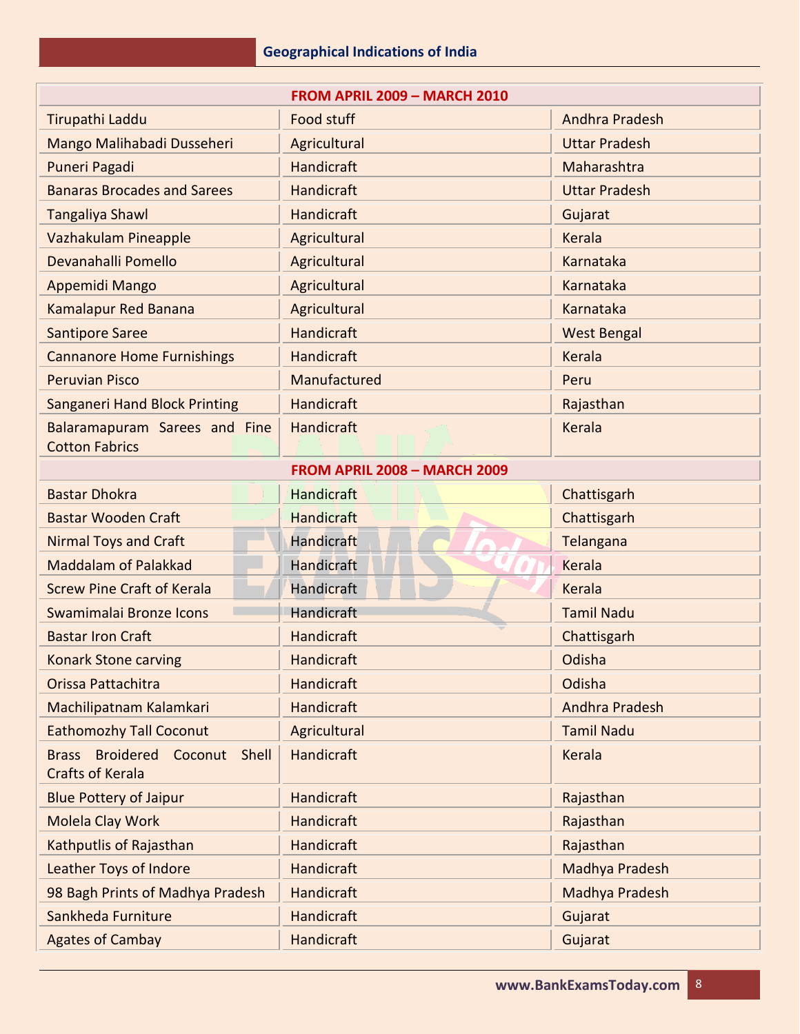| FROM APRIL 2009 – MARCH 2010 | | |
|---|---|---|
| Tirupathi Laddu | Food stuff | Andhra Pradesh |
| Mango Malihabadi Dusseheri | Agricultural | Uttar Pradesh |
| Puneri Pagadi | Handicraft | Maharashtra |
| Banaras Brocades and Sarees | Handicraft | Uttar Pradesh |
| Tangaliya Shawl | Handicraft | Gujarat |
| Vazhakulam Pineapple | Agricultural | Kerala |
| Devanahalli Pomello | Agricultural | Karnataka |
| Appemidi Mango | Agricultural | Karnataka |
| Kamalapur Red Banana | Agricultural | Karnataka |
| Santipore Saree | Handicraft | West Bengal |
| Cannanore Home Furnishings | Handicraft | Kerala |
| Peruvian Pisco | Manufactured | Peru |
| Sanganeri Hand Block Printing | Handicraft | Rajasthan |
| Balaramapuram Sarees and Fine Cotton Fabrics | Handicraft | Kerala |
| **FROM APRIL 2008 – MARCH 2009** | | |
| Bastar Dhokra | Handicraft | Chattisgarh |
| Bastar Wooden Craft | Handicraft | Chattisgarh |
| Nirmal Toys and Craft | Handicraft | Telangana |
| Maddalam of Palakkad | Handicraft | Kerala |
| Screw Pine Craft of Kerala | Handicraft | Kerala |
| Swamimalai Bronze Icons | Handicraft | Tamil Nadu |
| Bastar Iron Craft | Handicraft | Chattisgarh |
| Konark Stone carving | Handicraft | Odisha |
| Orissa Pattachitra | Handicraft | Odisha |
| Machilipatnam Kalamkari | Handicraft | Andhra Pradesh |
| Eathomozhy Tall Coconut | Agricultural | Tamil Nadu |
| Brass Broidered Coconut Shell Crafts of Kerala | Handicraft | Kerala |
| Blue Pottery of Jaipur | Handicraft | Rajasthan |
| Molela Clay Work | Handicraft | Rajasthan |
| Kathputlis of Rajasthan | Handicraft | Rajasthan |
| Leather Toys of Indore | Handicraft | Madhya Pradesh |
| 98 Bagh Prints of Madhya Pradesh | Handicraft | Madhya Pradesh |
| Sankheda Furniture | Handicraft | Gujarat |
| Agates of Cambay | Handicraft | Gujarat |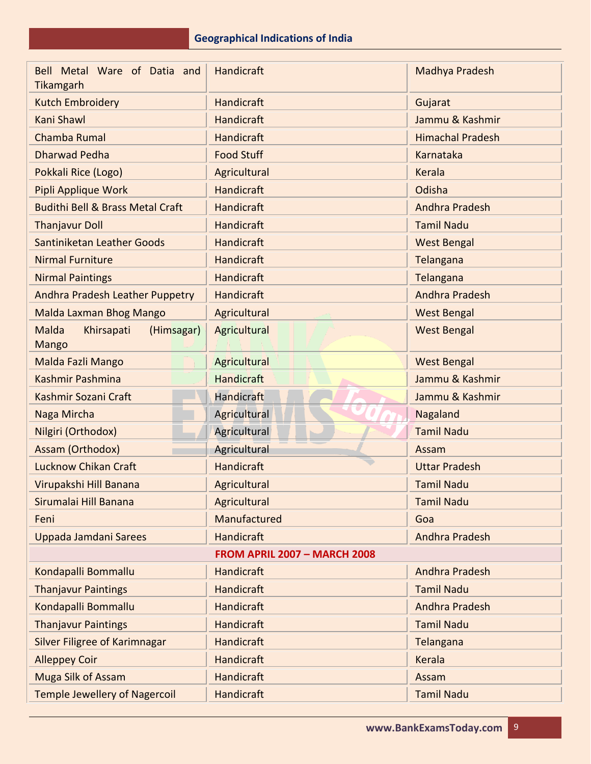| | | |
|---|---|---|
| Bell Metal Ware of Datia and Tikamgarh | Handicraft | Madhya Pradesh |
| Kutch Embroidery | Handicraft | Gujarat |
| Kani Shawl | Handicraft | Jammu & Kashmir |
| Chamba Rumal | Handicraft | Himachal Pradesh |
| Dharwad Pedha | Food Stuff | Karnataka |
| Pokkali Rice (Logo) | Agricultural | Kerala |
| Pipli Applique Work | Handicraft | Odisha |
| Budithi Bell & Brass Metal Craft | Handicraft | Andhra Pradesh |
| Thanjavur Doll | Handicraft | Tamil Nadu |
| Santiniketan Leather Goods | Handicraft | West Bengal |
| Nirmal Furniture | Handicraft | Telangana |
| Nirmal Paintings | Handicraft | Telangana |
| Andhra Pradesh Leather Puppetry | Handicraft | Andhra Pradesh |
| Malda Laxman Bhog Mango | Agricultural | West Bengal |
| Malda Khirsapati (Himsagar) Mango | Agricultural | West Bengal |
| Malda Fazli Mango | Agricultural | West Bengal |
| Kashmir Pashmina | Handicraft | Jammu & Kashmir |
| Kashmir Sozani Craft | Handicraft | Jammu & Kashmir |
| Naga Mircha | Agricultural | Nagaland |
| Nilgiri (Orthodox) | Agricultural | Tamil Nadu |
| Assam (Orthodox) | Agricultural | Assam |
| Lucknow Chikan Craft | Handicraft | Uttar Pradesh |
| Virupakshi Hill Banana | Agricultural | Tamil Nadu |
| Sirumalai Hill Banana | Agricultural | Tamil Nadu |
| Feni | Manufactured | Goa |
| Uppada Jamdani Sarees | Handicraft | Andhra Pradesh |
| **FROM APRIL 2007 – MARCH 2008** | | |
| Kondapalli Bommallu | Handicraft | Andhra Pradesh |
| Thanjavur Paintings | Handicraft | Tamil Nadu |
| Kondapalli Bommallu | Handicraft | Andhra Pradesh |
| Thanjavur Paintings | Handicraft | Tamil Nadu |
| Silver Filigree of Karimnagar | Handicraft | Telangana |
| Alleppey Coir | Handicraft | Kerala |
| Muga Silk of Assam | Handicraft | Assam |
| Temple Jewellery of Nagercoil | Handicraft | Tamil Nadu |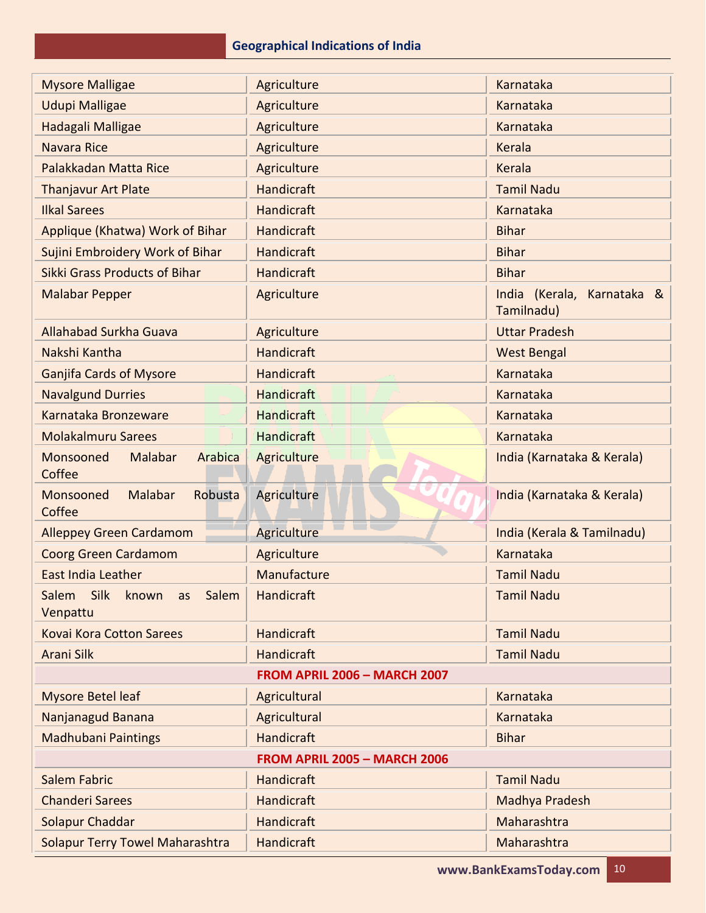| | | |
|---|---|---|
| Mysore Malligae | Agriculture | Karnataka |
| Udupi Malligae | Agriculture | Karnataka |
| Hadagali Malligae | Agriculture | Karnataka |
| Navara Rice | Agriculture | Kerala |
| Palakkadan Matta Rice | Agriculture | Kerala |
| Thanjavur Art Plate | Handicraft | Tamil Nadu |
| Ilkal Sarees | Handicraft | Karnataka |
| Applique (Khatwa) Work of Bihar | Handicraft | Bihar |
| Sujini Embroidery Work of Bihar | Handicraft | Bihar |
| Sikki Grass Products of Bihar | Handicraft | Bihar |
| Malabar Pepper | Agriculture | India (Kerala, Karnataka & Tamilnadu) |
| Allahabad Surkha Guava | Agriculture | Uttar Pradesh |
| Nakshi Kantha | Handicraft | West Bengal |
| Ganjifa Cards of Mysore | Handicraft | Karnataka |
| Navalgund Durries | Handicraft | Karnataka |
| Karnataka Bronzeware | Handicraft | Karnataka |
| Molakalmuru Sarees | Handicraft | Karnataka |
| Monsooned Malabar Arabica Coffee | Agriculture | India (Karnataka & Kerala) |
| Monsooned Malabar Robusta Coffee | Agriculture | India (Karnataka & Kerala) |
| Alleppey Green Cardamom | Agriculture | India (Kerala & Tamilnadu) |
| Coorg Green Cardamom | Agriculture | Karnataka |
| East India Leather | Manufacture | Tamil Nadu |
| Salem Silk known as Salem Venpattu | Handicraft | Tamil Nadu |
| Kovai Kora Cotton Sarees | Handicraft | Tamil Nadu |
| Arani Silk | Handicraft | Tamil Nadu |
| **FROM APRIL 2006 – MARCH 2007** | | |
| Mysore Betel leaf | Agricultural | Karnataka |
| Nanjanagud Banana | Agricultural | Karnataka |
| Madhubani Paintings | Handicraft | Bihar |
| **FROM APRIL 2005 – MARCH 2006** | | |
| Salem Fabric | Handicraft | Tamil Nadu |
| Chanderi Sarees | Handicraft | Madhya Pradesh |
| Solapur Chaddar | Handicraft | Maharashtra |
| Solapur Terry Towel Maharashtra | Handicraft | Maharashtra |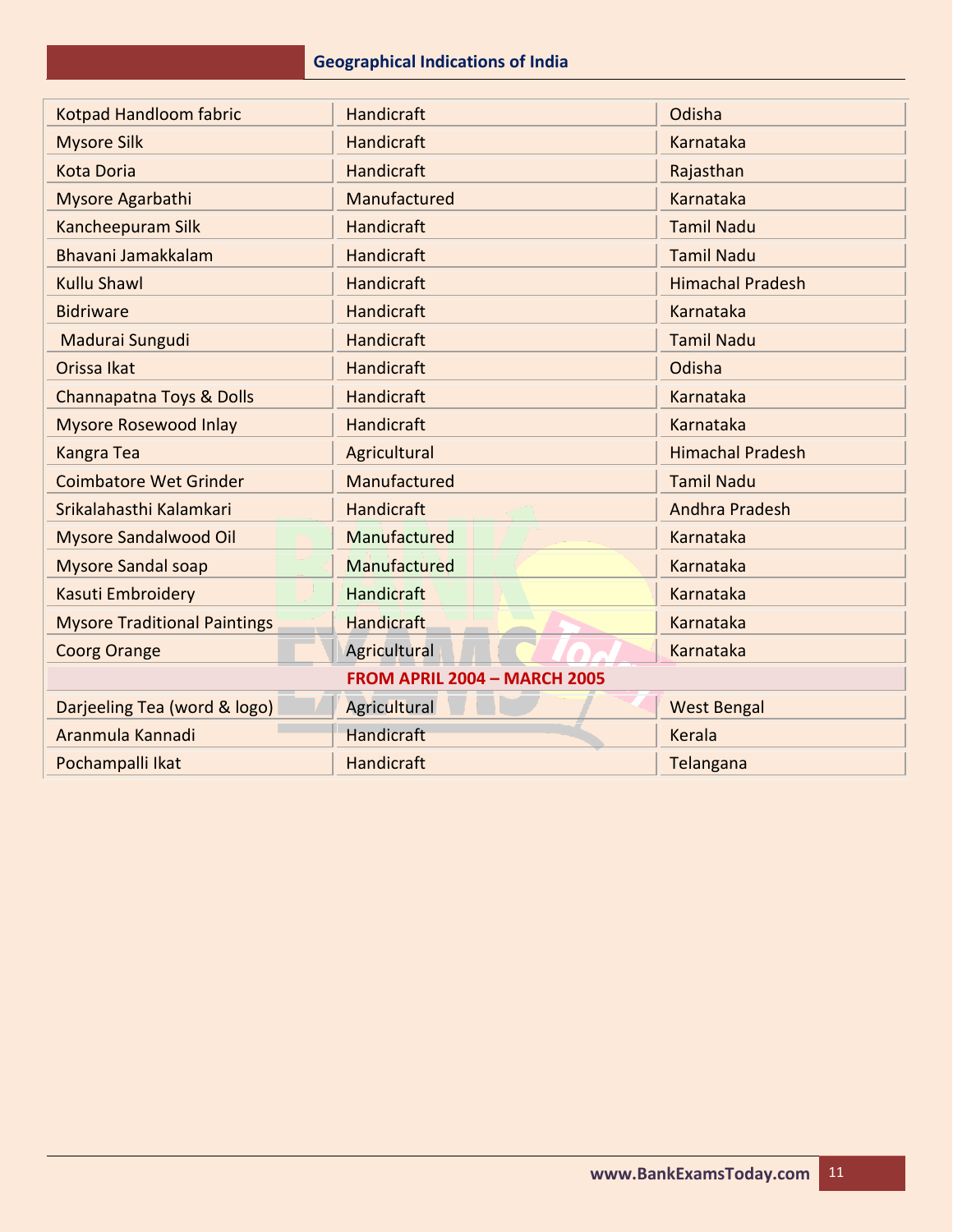| | | |
|---|---|---|
| Kotpad Handloom fabric | Handicraft | Odisha |
| Mysore Silk | Handicraft | Karnataka |
| Kota Doria | Handicraft | Rajasthan |
| Mysore Agarbathi | Manufactured | Karnataka |
| Kancheepuram Silk | Handicraft | Tamil Nadu |
| Bhavani Jamakkalam | Handicraft | Tamil Nadu |
| Kullu Shawl | Handicraft | Himachal Pradesh |
| Bidriware | Handicraft | Karnataka |
| Madurai Sungudi | Handicraft | Tamil Nadu |
| Orissa Ikat | Handicraft | Odisha |
| Channapatna Toys & Dolls | Handicraft | Karnataka |
| Mysore Rosewood Inlay | Handicraft | Karnataka |
| Kangra Tea | Agricultural | Himachal Pradesh |
| Coimbatore Wet Grinder | Manufactured | Tamil Nadu |
| Srikalahasthi Kalamkari | Handicraft | Andhra Pradesh |
| Mysore Sandalwood Oil | Manufactured | Karnataka |
| Mysore Sandal soap | Manufactured | Karnataka |
| Kasuti Embroidery | Handicraft | Karnataka |
| Mysore Traditional Paintings | Handicraft | Karnataka |
| Coorg Orange | Agricultural | Karnataka |
| **FROM APRIL 2004 – MARCH 2005** | | |
| Darjeeling Tea (word & logo) | Agricultural | West Bengal |
| Aranmula Kannadi | Handicraft | Kerala |
| Pochampalli Ikat | Handicraft | Telangana |